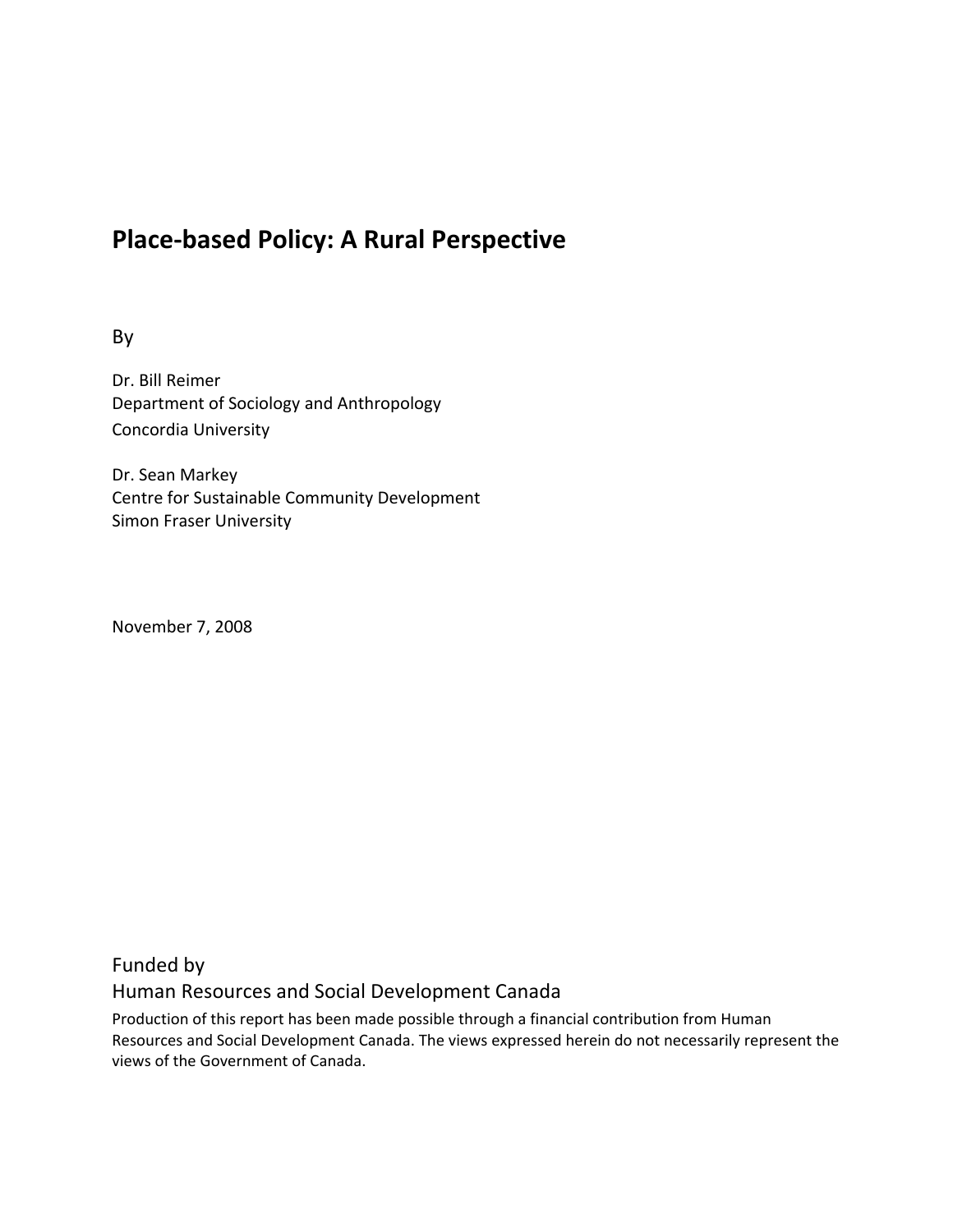# Place-based Policy: A Rural Perspective

By

Dr. Bill Reimer
Department of Sociology and Anthropology
Concordia University

Dr. Sean Markey
Centre for Sustainable Community Development
Simon Fraser University

November 7, 2008

Funded by
Human Resources and Social Development Canada

Production of this report has been made possible through a financial contribution from Human Resources and Social Development Canada. The views expressed herein do not necessarily represent the views of the Government of Canada.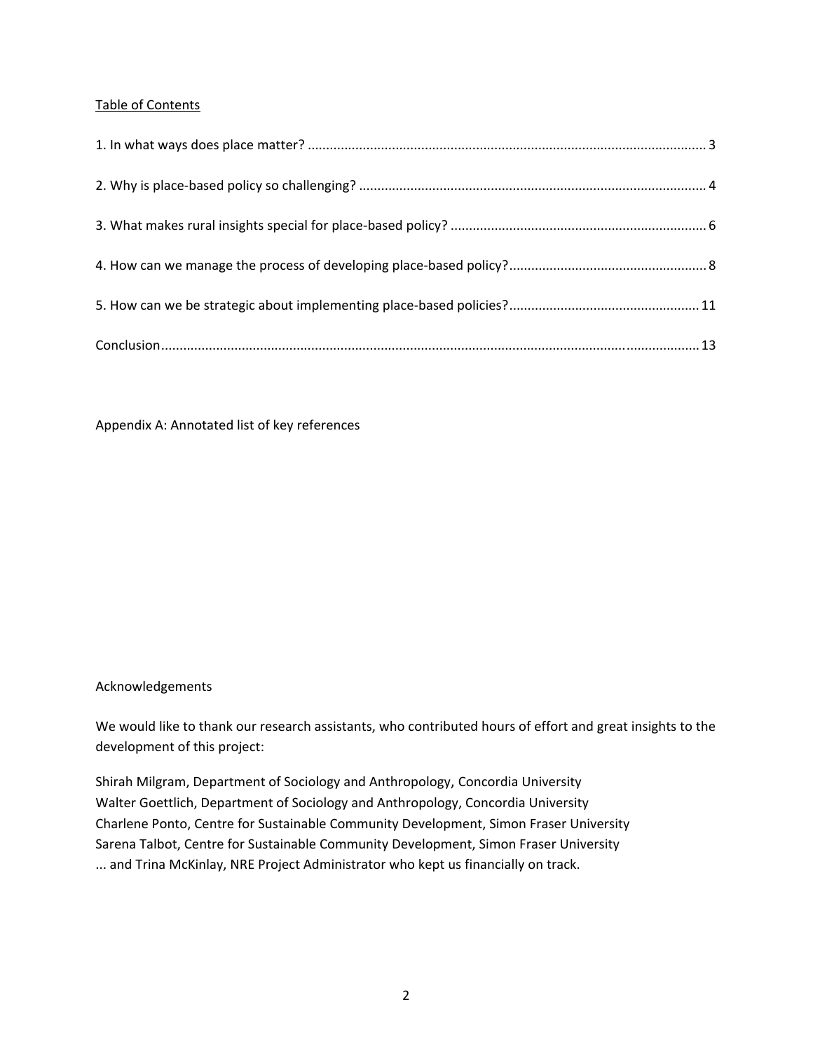Table of Contents

1. In what ways does place matter? ............................................................................................................ 3

2. Why is place-based policy so challenging? .............................................................................................. 4

3. What makes rural insights special for place-based policy? ...................................................................... 6

4. How can we manage the process of developing place-based policy?...................................................... 8

5. How can we be strategic about implementing place-based policies?.................................................... 11

Conclusion.................................................................................................................................................. 13

Appendix A: Annotated list of key references

Acknowledgements

We would like to thank our research assistants, who contributed hours of effort and great insights to the development of this project:

Shirah Milgram, Department of Sociology and Anthropology, Concordia University
Walter Goettlich, Department of Sociology and Anthropology, Concordia University
Charlene Ponto, Centre for Sustainable Community Development, Simon Fraser University
Sarena Talbot, Centre for Sustainable Community Development, Simon Fraser University
... and Trina McKinlay, NRE Project Administrator who kept us financially on track.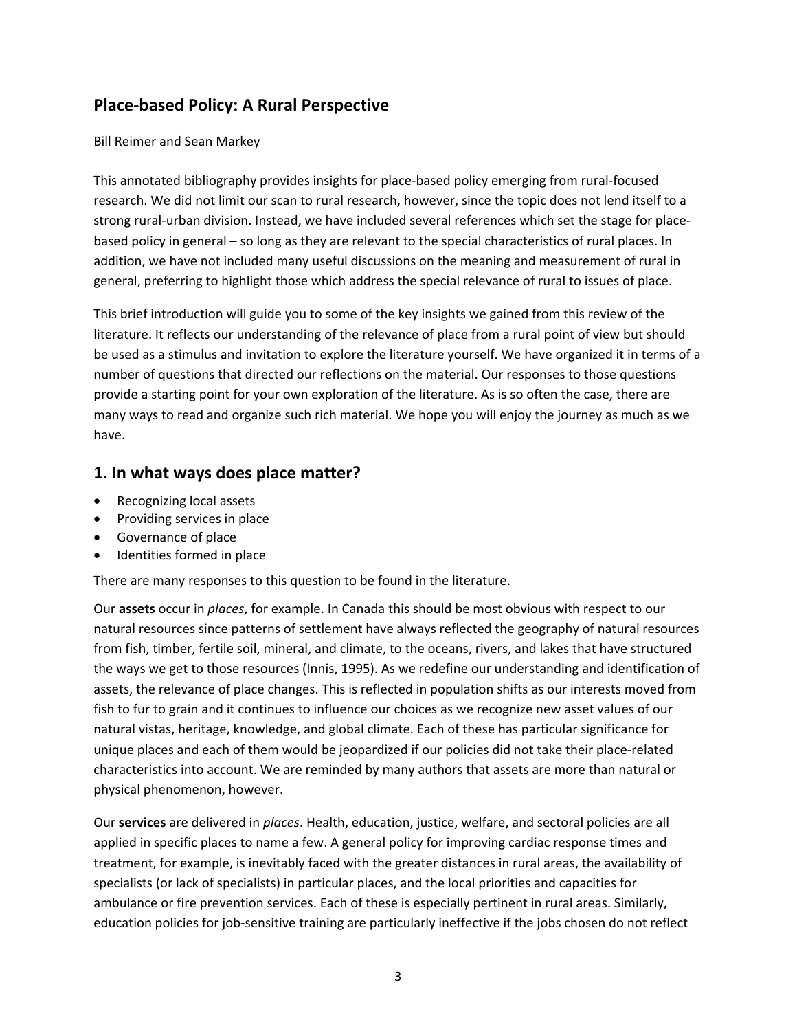## Place-based Policy: A Rural Perspective

Bill Reimer and Sean Markey

This annotated bibliography provides insights for place-based policy emerging from rural-focused research. We did not limit our scan to rural research, however, since the topic does not lend itself to a strong rural-urban division. Instead, we have included several references which set the stage for place-based policy in general – so long as they are relevant to the special characteristics of rural places. In addition, we have not included many useful discussions on the meaning and measurement of rural in general, preferring to highlight those which address the special relevance of rural to issues of place.

This brief introduction will guide you to some of the key insights we gained from this review of the literature. It reflects our understanding of the relevance of place from a rural point of view but should be used as a stimulus and invitation to explore the literature yourself. We have organized it in terms of a number of questions that directed our reflections on the material. Our responses to those questions provide a starting point for your own exploration of the literature. As is so often the case, there are many ways to read and organize such rich material. We hope you will enjoy the journey as much as we have.

# 1. In what ways does place matter?

- Recognizing local assets
- Providing services in place
- Governance of place
- Identities formed in place

There are many responses to this question to be found in the literature.

Our **assets** occur in *places*, for example. In Canada this should be most obvious with respect to our natural resources since patterns of settlement have always reflected the geography of natural resources from fish, timber, fertile soil, mineral, and climate, to the oceans, rivers, and lakes that have structured the ways we get to those resources (Innis, 1995). As we redefine our understanding and identification of assets, the relevance of place changes. This is reflected in population shifts as our interests moved from fish to fur to grain and it continues to influence our choices as we recognize new asset values of our natural vistas, heritage, knowledge, and global climate. Each of these has particular significance for unique places and each of them would be jeopardized if our policies did not take their place-related characteristics into account. We are reminded by many authors that assets are more than natural or physical phenomenon, however.

Our **services** are delivered in *places*. Health, education, justice, welfare, and sectoral policies are all applied in specific places to name a few. A general policy for improving cardiac response times and treatment, for example, is inevitably faced with the greater distances in rural areas, the availability of specialists (or lack of specialists) in particular places, and the local priorities and capacities for ambulance or fire prevention services. Each of these is especially pertinent in rural areas. Similarly, education policies for job-sensitive training are particularly ineffective if the jobs chosen do not reflect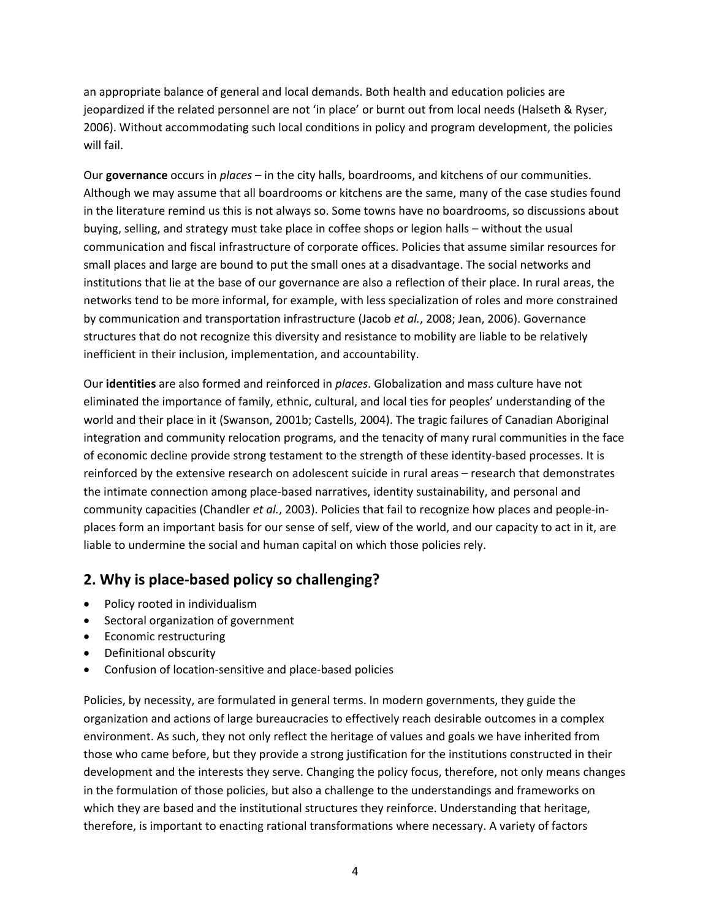an appropriate balance of general and local demands. Both health and education policies are jeopardized if the related personnel are not 'in place' or burnt out from local needs (Halseth & Ryser, 2006). Without accommodating such local conditions in policy and program development, the policies will fail.

Our **governance** occurs in *places* – in the city halls, boardrooms, and kitchens of our communities. Although we may assume that all boardrooms or kitchens are the same, many of the case studies found in the literature remind us this is not always so. Some towns have no boardrooms, so discussions about buying, selling, and strategy must take place in coffee shops or legion halls – without the usual communication and fiscal infrastructure of corporate offices. Policies that assume similar resources for small places and large are bound to put the small ones at a disadvantage. The social networks and institutions that lie at the base of our governance are also a reflection of their place. In rural areas, the networks tend to be more informal, for example, with less specialization of roles and more constrained by communication and transportation infrastructure (Jacob *et al.*, 2008; Jean, 2006). Governance structures that do not recognize this diversity and resistance to mobility are liable to be relatively inefficient in their inclusion, implementation, and accountability.

Our **identities** are also formed and reinforced in *places*. Globalization and mass culture have not eliminated the importance of family, ethnic, cultural, and local ties for peoples' understanding of the world and their place in it (Swanson, 2001b; Castells, 2004). The tragic failures of Canadian Aboriginal integration and community relocation programs, and the tenacity of many rural communities in the face of economic decline provide strong testament to the strength of these identity-based processes. It is reinforced by the extensive research on adolescent suicide in rural areas – research that demonstrates the intimate connection among place-based narratives, identity sustainability, and personal and community capacities (Chandler *et al.*, 2003). Policies that fail to recognize how places and people-in-places form an important basis for our sense of self, view of the world, and our capacity to act in it, are liable to undermine the social and human capital on which those policies rely.

## 2. Why is place-based policy so challenging?

- Policy rooted in individualism
- Sectoral organization of government
- Economic restructuring
- Definitional obscurity
- Confusion of location-sensitive and place-based policies

Policies, by necessity, are formulated in general terms. In modern governments, they guide the organization and actions of large bureaucracies to effectively reach desirable outcomes in a complex environment. As such, they not only reflect the heritage of values and goals we have inherited from those who came before, but they provide a strong justification for the institutions constructed in their development and the interests they serve. Changing the policy focus, therefore, not only means changes in the formulation of those policies, but also a challenge to the understandings and frameworks on which they are based and the institutional structures they reinforce. Understanding that heritage, therefore, is important to enacting rational transformations where necessary. A variety of factors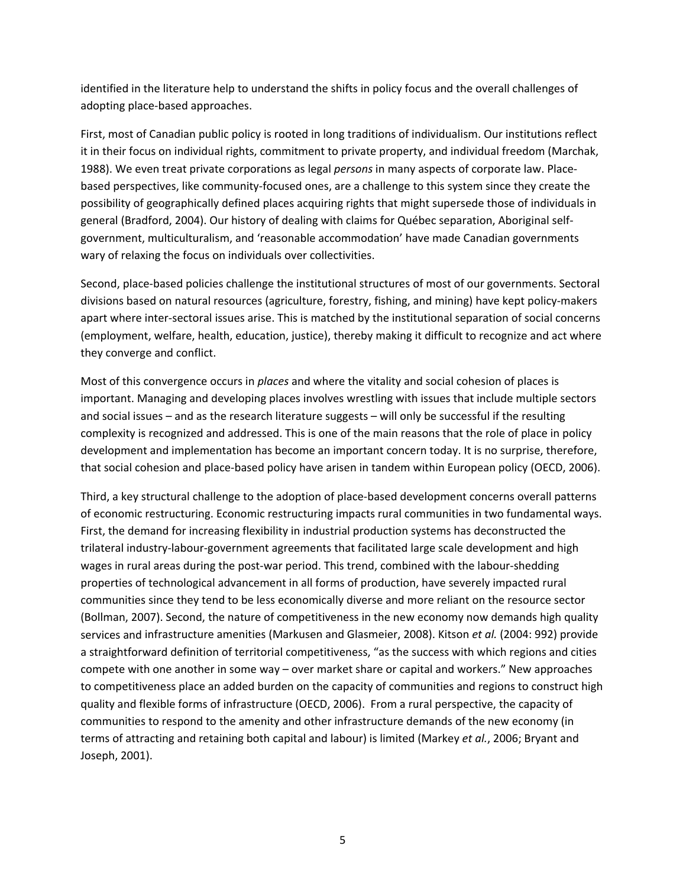identified in the literature help to understand the shifts in policy focus and the overall challenges of adopting place-based approaches.

First, most of Canadian public policy is rooted in long traditions of individualism. Our institutions reflect it in their focus on individual rights, commitment to private property, and individual freedom (Marchak, 1988). We even treat private corporations as legal *persons* in many aspects of corporate law. Place-based perspectives, like community-focused ones, are a challenge to this system since they create the possibility of geographically defined places acquiring rights that might supersede those of individuals in general (Bradford, 2004). Our history of dealing with claims for Québec separation, Aboriginal self-government, multiculturalism, and 'reasonable accommodation' have made Canadian governments wary of relaxing the focus on individuals over collectivities.

Second, place-based policies challenge the institutional structures of most of our governments. Sectoral divisions based on natural resources (agriculture, forestry, fishing, and mining) have kept policy-makers apart where inter-sectoral issues arise. This is matched by the institutional separation of social concerns (employment, welfare, health, education, justice), thereby making it difficult to recognize and act where they converge and conflict.

Most of this convergence occurs in *places* and where the vitality and social cohesion of places is important. Managing and developing places involves wrestling with issues that include multiple sectors and social issues – and as the research literature suggests – will only be successful if the resulting complexity is recognized and addressed. This is one of the main reasons that the role of place in policy development and implementation has become an important concern today. It is no surprise, therefore, that social cohesion and place-based policy have arisen in tandem within European policy (OECD, 2006).

Third, a key structural challenge to the adoption of place-based development concerns overall patterns of economic restructuring. Economic restructuring impacts rural communities in two fundamental ways. First, the demand for increasing flexibility in industrial production systems has deconstructed the trilateral industry-labour-government agreements that facilitated large scale development and high wages in rural areas during the post-war period. This trend, combined with the labour-shedding properties of technological advancement in all forms of production, have severely impacted rural communities since they tend to be less economically diverse and more reliant on the resource sector (Bollman, 2007). Second, the nature of competitiveness in the new economy now demands high quality services and infrastructure amenities (Markusen and Glasmeier, 2008). Kitson *et al.* (2004: 992) provide a straightforward definition of territorial competitiveness, "as the success with which regions and cities compete with one another in some way – over market share or capital and workers." New approaches to competitiveness place an added burden on the capacity of communities and regions to construct high quality and flexible forms of infrastructure (OECD, 2006). From a rural perspective, the capacity of communities to respond to the amenity and other infrastructure demands of the new economy (in terms of attracting and retaining both capital and labour) is limited (Markey *et al.*, 2006; Bryant and Joseph, 2001).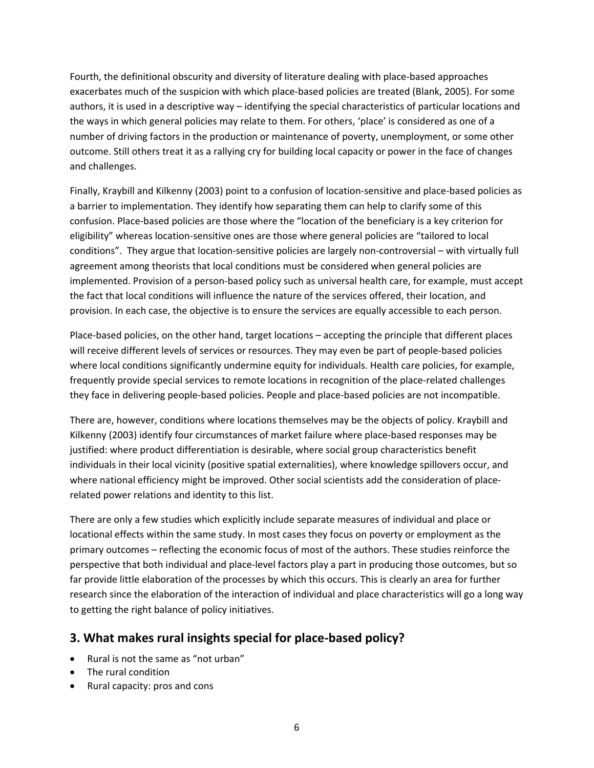Fourth, the definitional obscurity and diversity of literature dealing with place-based approaches exacerbates much of the suspicion with which place-based policies are treated (Blank, 2005). For some authors, it is used in a descriptive way – identifying the special characteristics of particular locations and the ways in which general policies may relate to them. For others, 'place' is considered as one of a number of driving factors in the production or maintenance of poverty, unemployment, or some other outcome. Still others treat it as a rallying cry for building local capacity or power in the face of changes and challenges.

Finally, Kraybill and Kilkenny (2003) point to a confusion of location-sensitive and place-based policies as a barrier to implementation. They identify how separating them can help to clarify some of this confusion. Place-based policies are those where the "location of the beneficiary is a key criterion for eligibility" whereas location-sensitive ones are those where general policies are "tailored to local conditions". They argue that location-sensitive policies are largely non-controversial – with virtually full agreement among theorists that local conditions must be considered when general policies are implemented. Provision of a person-based policy such as universal health care, for example, must accept the fact that local conditions will influence the nature of the services offered, their location, and provision. In each case, the objective is to ensure the services are equally accessible to each person.

Place-based policies, on the other hand, target locations – accepting the principle that different places will receive different levels of services or resources. They may even be part of people-based policies where local conditions significantly undermine equity for individuals. Health care policies, for example, frequently provide special services to remote locations in recognition of the place-related challenges they face in delivering people-based policies. People and place-based policies are not incompatible.

There are, however, conditions where locations themselves may be the objects of policy. Kraybill and Kilkenny (2003) identify four circumstances of market failure where place-based responses may be justified: where product differentiation is desirable, where social group characteristics benefit individuals in their local vicinity (positive spatial externalities), where knowledge spillovers occur, and where national efficiency might be improved. Other social scientists add the consideration of place-related power relations and identity to this list.

There are only a few studies which explicitly include separate measures of individual and place or locational effects within the same study. In most cases they focus on poverty or employment as the primary outcomes – reflecting the economic focus of most of the authors. These studies reinforce the perspective that both individual and place-level factors play a part in producing those outcomes, but so far provide little elaboration of the processes by which this occurs. This is clearly an area for further research since the elaboration of the interaction of individual and place characteristics will go a long way to getting the right balance of policy initiatives.

## 3. What makes rural insights special for place-based policy?

- Rural is not the same as "not urban"
- The rural condition
- Rural capacity: pros and cons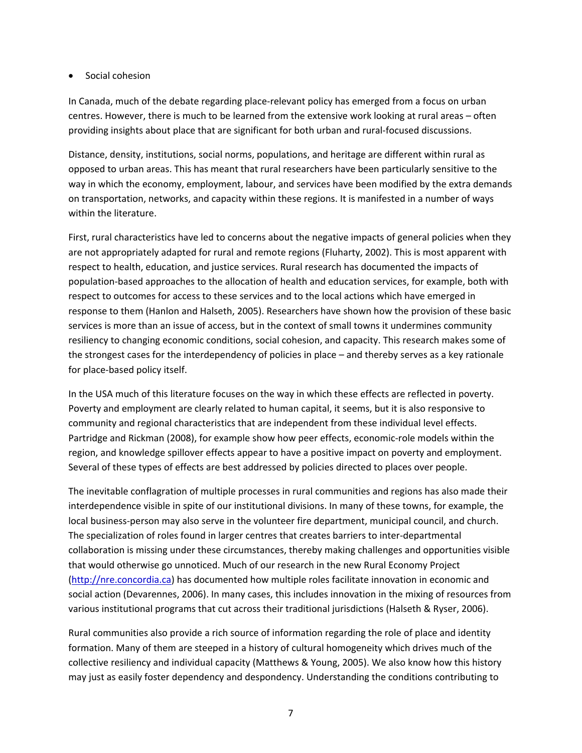- Social cohesion

In Canada, much of the debate regarding place-relevant policy has emerged from a focus on urban centres. However, there is much to be learned from the extensive work looking at rural areas – often providing insights about place that are significant for both urban and rural-focused discussions.

Distance, density, institutions, social norms, populations, and heritage are different within rural as opposed to urban areas. This has meant that rural researchers have been particularly sensitive to the way in which the economy, employment, labour, and services have been modified by the extra demands on transportation, networks, and capacity within these regions. It is manifested in a number of ways within the literature.

First, rural characteristics have led to concerns about the negative impacts of general policies when they are not appropriately adapted for rural and remote regions (Fluharty, 2002). This is most apparent with respect to health, education, and justice services. Rural research has documented the impacts of population-based approaches to the allocation of health and education services, for example, both with respect to outcomes for access to these services and to the local actions which have emerged in response to them (Hanlon and Halseth, 2005). Researchers have shown how the provision of these basic services is more than an issue of access, but in the context of small towns it undermines community resiliency to changing economic conditions, social cohesion, and capacity. This research makes some of the strongest cases for the interdependency of policies in place – and thereby serves as a key rationale for place-based policy itself.

In the USA much of this literature focuses on the way in which these effects are reflected in poverty. Poverty and employment are clearly related to human capital, it seems, but it is also responsive to community and regional characteristics that are independent from these individual level effects. Partridge and Rickman (2008), for example show how peer effects, economic-role models within the region, and knowledge spillover effects appear to have a positive impact on poverty and employment. Several of these types of effects are best addressed by policies directed to places over people.

The inevitable conflagration of multiple processes in rural communities and regions has also made their interdependence visible in spite of our institutional divisions. In many of these towns, for example, the local business-person may also serve in the volunteer fire department, municipal council, and church. The specialization of roles found in larger centres that creates barriers to inter-departmental collaboration is missing under these circumstances, thereby making challenges and opportunities visible that would otherwise go unnoticed. Much of our research in the new Rural Economy Project (http://nre.concordia.ca) has documented how multiple roles facilitate innovation in economic and social action (Devarennes, 2006). In many cases, this includes innovation in the mixing of resources from various institutional programs that cut across their traditional jurisdictions (Halseth & Ryser, 2006).

Rural communities also provide a rich source of information regarding the role of place and identity formation. Many of them are steeped in a history of cultural homogeneity which drives much of the collective resiliency and individual capacity (Matthews & Young, 2005). We also know how this history may just as easily foster dependency and despondency. Understanding the conditions contributing to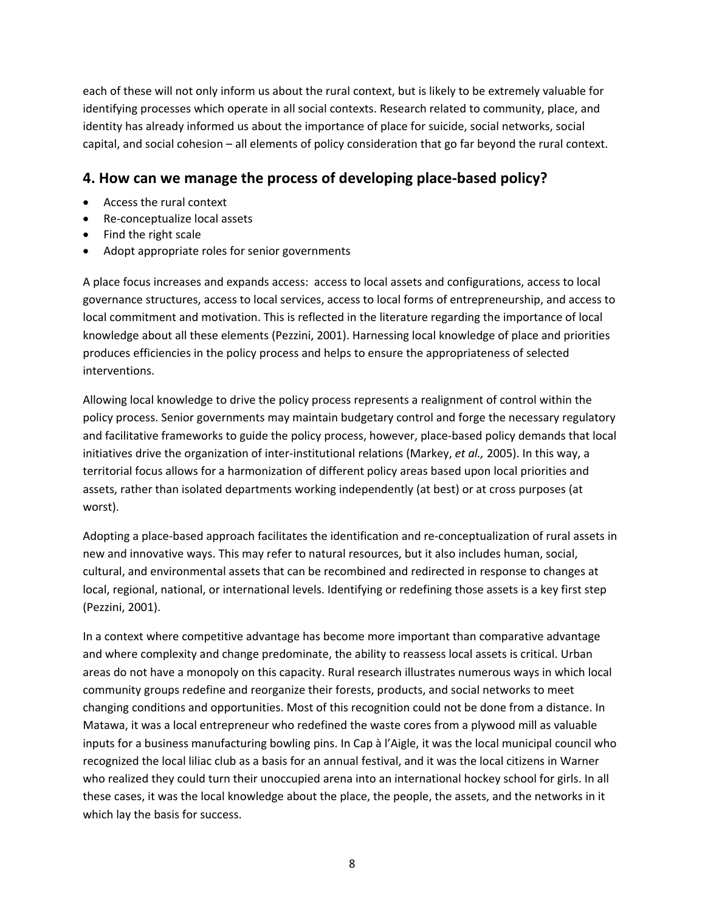each of these will not only inform us about the rural context, but is likely to be extremely valuable for identifying processes which operate in all social contexts. Research related to community, place, and identity has already informed us about the importance of place for suicide, social networks, social capital, and social cohesion – all elements of policy consideration that go far beyond the rural context.

## 4. How can we manage the process of developing place-based policy?

- Access the rural context
- Re-conceptualize local assets
- Find the right scale
- Adopt appropriate roles for senior governments

A place focus increases and expands access: access to local assets and configurations, access to local governance structures, access to local services, access to local forms of entrepreneurship, and access to local commitment and motivation. This is reflected in the literature regarding the importance of local knowledge about all these elements (Pezzini, 2001). Harnessing local knowledge of place and priorities produces efficiencies in the policy process and helps to ensure the appropriateness of selected interventions.

Allowing local knowledge to drive the policy process represents a realignment of control within the policy process. Senior governments may maintain budgetary control and forge the necessary regulatory and facilitative frameworks to guide the policy process, however, place-based policy demands that local initiatives drive the organization of inter-institutional relations (Markey, *et al.,* 2005). In this way, a territorial focus allows for a harmonization of different policy areas based upon local priorities and assets, rather than isolated departments working independently (at best) or at cross purposes (at worst).

Adopting a place-based approach facilitates the identification and re-conceptualization of rural assets in new and innovative ways. This may refer to natural resources, but it also includes human, social, cultural, and environmental assets that can be recombined and redirected in response to changes at local, regional, national, or international levels. Identifying or redefining those assets is a key first step (Pezzini, 2001).

In a context where competitive advantage has become more important than comparative advantage and where complexity and change predominate, the ability to reassess local assets is critical. Urban areas do not have a monopoly on this capacity. Rural research illustrates numerous ways in which local community groups redefine and reorganize their forests, products, and social networks to meet changing conditions and opportunities. Most of this recognition could not be done from a distance. In Matawa, it was a local entrepreneur who redefined the waste cores from a plywood mill as valuable inputs for a business manufacturing bowling pins. In Cap à l'Aigle, it was the local municipal council who recognized the local liliac club as a basis for an annual festival, and it was the local citizens in Warner who realized they could turn their unoccupied arena into an international hockey school for girls. In all these cases, it was the local knowledge about the place, the people, the assets, and the networks in it which lay the basis for success.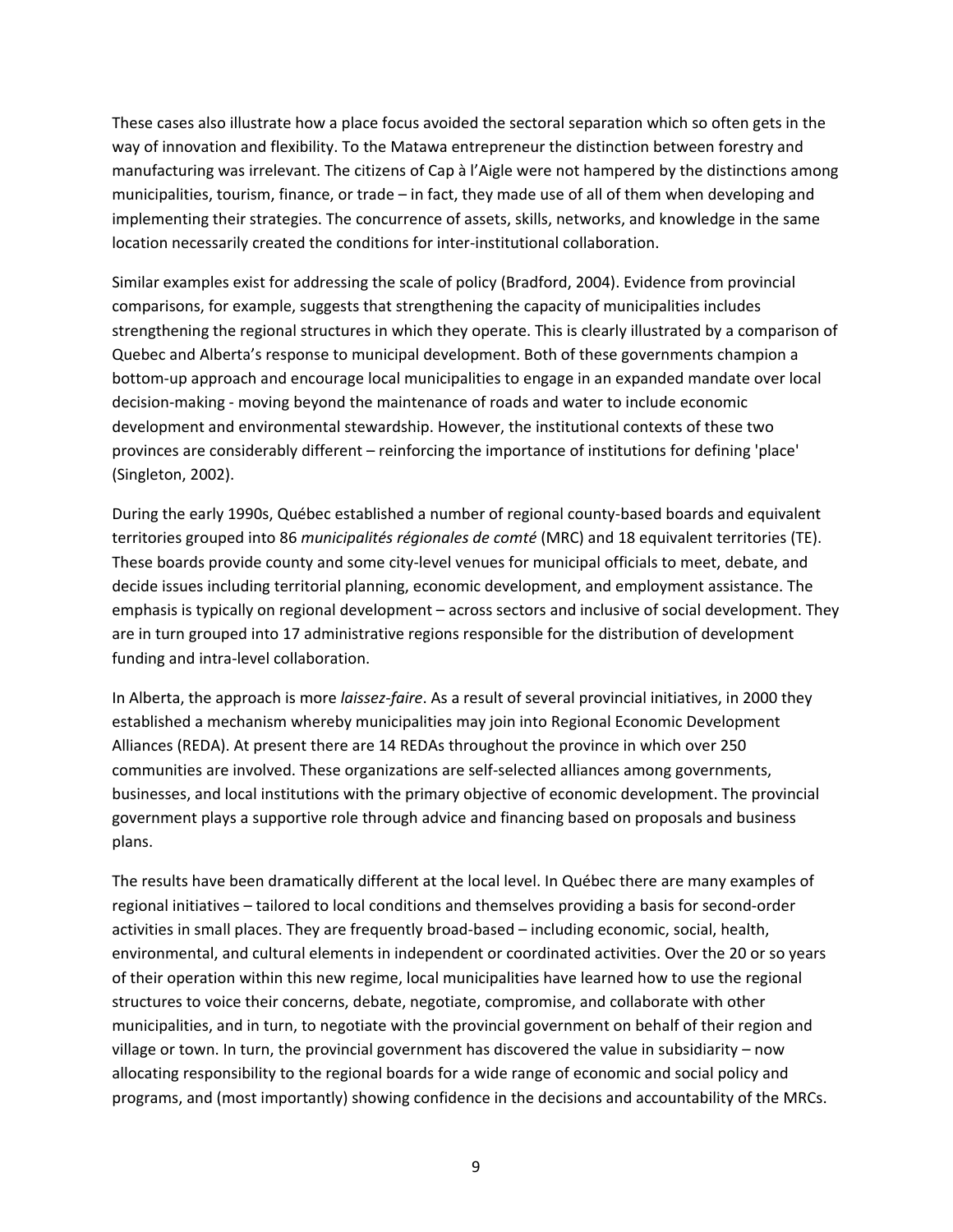These cases also illustrate how a place focus avoided the sectoral separation which so often gets in the way of innovation and flexibility. To the Matawa entrepreneur the distinction between forestry and manufacturing was irrelevant. The citizens of Cap à l'Aigle were not hampered by the distinctions among municipalities, tourism, finance, or trade – in fact, they made use of all of them when developing and implementing their strategies. The concurrence of assets, skills, networks, and knowledge in the same location necessarily created the conditions for inter-institutional collaboration.

Similar examples exist for addressing the scale of policy (Bradford, 2004). Evidence from provincial comparisons, for example, suggests that strengthening the capacity of municipalities includes strengthening the regional structures in which they operate. This is clearly illustrated by a comparison of Quebec and Alberta's response to municipal development. Both of these governments champion a bottom-up approach and encourage local municipalities to engage in an expanded mandate over local decision-making - moving beyond the maintenance of roads and water to include economic development and environmental stewardship. However, the institutional contexts of these two provinces are considerably different – reinforcing the importance of institutions for defining 'place' (Singleton, 2002).

During the early 1990s, Québec established a number of regional county-based boards and equivalent territories grouped into 86 *municipalités régionales de comté* (MRC) and 18 equivalent territories (TE). These boards provide county and some city-level venues for municipal officials to meet, debate, and decide issues including territorial planning, economic development, and employment assistance. The emphasis is typically on regional development – across sectors and inclusive of social development. They are in turn grouped into 17 administrative regions responsible for the distribution of development funding and intra-level collaboration.

In Alberta, the approach is more *laissez-faire*. As a result of several provincial initiatives, in 2000 they established a mechanism whereby municipalities may join into Regional Economic Development Alliances (REDA). At present there are 14 REDAs throughout the province in which over 250 communities are involved. These organizations are self-selected alliances among governments, businesses, and local institutions with the primary objective of economic development. The provincial government plays a supportive role through advice and financing based on proposals and business plans.

The results have been dramatically different at the local level. In Québec there are many examples of regional initiatives – tailored to local conditions and themselves providing a basis for second-order activities in small places. They are frequently broad-based – including economic, social, health, environmental, and cultural elements in independent or coordinated activities. Over the 20 or so years of their operation within this new regime, local municipalities have learned how to use the regional structures to voice their concerns, debate, negotiate, compromise, and collaborate with other municipalities, and in turn, to negotiate with the provincial government on behalf of their region and village or town. In turn, the provincial government has discovered the value in subsidiarity – now allocating responsibility to the regional boards for a wide range of economic and social policy and programs, and (most importantly) showing confidence in the decisions and accountability of the MRCs.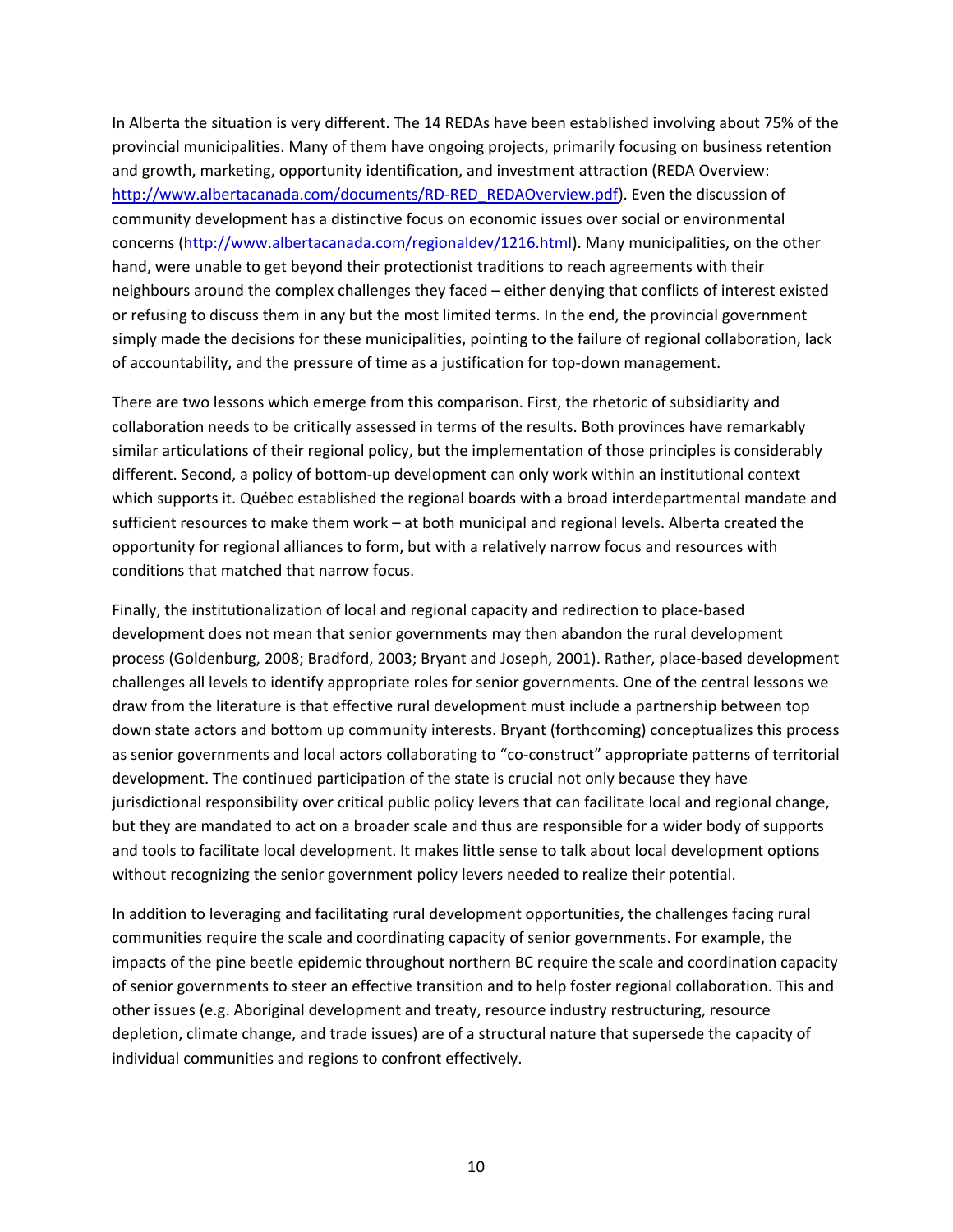In Alberta the situation is very different. The 14 REDAs have been established involving about 75% of the provincial municipalities. Many of them have ongoing projects, primarily focusing on business retention and growth, marketing, opportunity identification, and investment attraction (REDA Overview: [http://www.albertacanada.com/documents/RD-RED_REDAOverview.pdf](http://www.albertacanada.com/documents/RD-RED_REDAOverview.pdf)). Even the discussion of community development has a distinctive focus on economic issues over social or environmental concerns ([http://www.albertacanada.com/regionaldev/1216.html](http://www.albertacanada.com/regionaldev/1216.html)). Many municipalities, on the other hand, were unable to get beyond their protectionist traditions to reach agreements with their neighbours around the complex challenges they faced – either denying that conflicts of interest existed or refusing to discuss them in any but the most limited terms. In the end, the provincial government simply made the decisions for these municipalities, pointing to the failure of regional collaboration, lack of accountability, and the pressure of time as a justification for top-down management.

There are two lessons which emerge from this comparison. First, the rhetoric of subsidiarity and collaboration needs to be critically assessed in terms of the results. Both provinces have remarkably similar articulations of their regional policy, but the implementation of those principles is considerably different. Second, a policy of bottom-up development can only work within an institutional context which supports it. Québec established the regional boards with a broad interdepartmental mandate and sufficient resources to make them work – at both municipal and regional levels. Alberta created the opportunity for regional alliances to form, but with a relatively narrow focus and resources with conditions that matched that narrow focus.

Finally, the institutionalization of local and regional capacity and redirection to place-based development does not mean that senior governments may then abandon the rural development process (Goldenburg, 2008; Bradford, 2003; Bryant and Joseph, 2001). Rather, place-based development challenges all levels to identify appropriate roles for senior governments. One of the central lessons we draw from the literature is that effective rural development must include a partnership between top down state actors and bottom up community interests. Bryant (forthcoming) conceptualizes this process as senior governments and local actors collaborating to "co-construct" appropriate patterns of territorial development. The continued participation of the state is crucial not only because they have jurisdictional responsibility over critical public policy levers that can facilitate local and regional change, but they are mandated to act on a broader scale and thus are responsible for a wider body of supports and tools to facilitate local development. It makes little sense to talk about local development options without recognizing the senior government policy levers needed to realize their potential.

In addition to leveraging and facilitating rural development opportunities, the challenges facing rural communities require the scale and coordinating capacity of senior governments. For example, the impacts of the pine beetle epidemic throughout northern BC require the scale and coordination capacity of senior governments to steer an effective transition and to help foster regional collaboration. This and other issues (e.g. Aboriginal development and treaty, resource industry restructuring, resource depletion, climate change, and trade issues) are of a structural nature that supersede the capacity of individual communities and regions to confront effectively.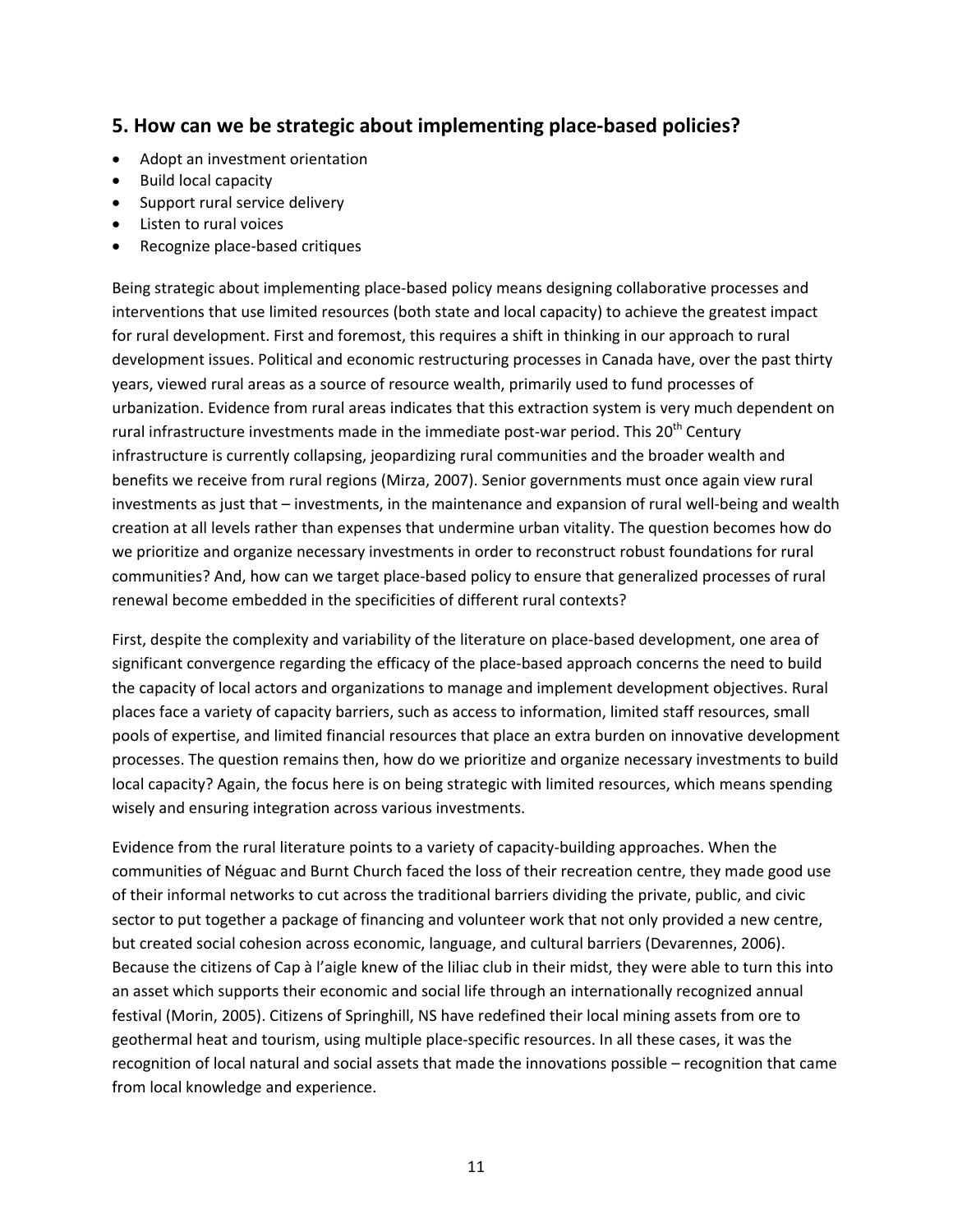## 5. How can we be strategic about implementing place-based policies?

- Adopt an investment orientation
- Build local capacity
- Support rural service delivery
- Listen to rural voices
- Recognize place-based critiques

Being strategic about implementing place-based policy means designing collaborative processes and interventions that use limited resources (both state and local capacity) to achieve the greatest impact for rural development. First and foremost, this requires a shift in thinking in our approach to rural development issues. Political and economic restructuring processes in Canada have, over the past thirty years, viewed rural areas as a source of resource wealth, primarily used to fund processes of urbanization. Evidence from rural areas indicates that this extraction system is very much dependent on rural infrastructure investments made in the immediate post-war period. This 20th Century infrastructure is currently collapsing, jeopardizing rural communities and the broader wealth and benefits we receive from rural regions (Mirza, 2007). Senior governments must once again view rural investments as just that – investments, in the maintenance and expansion of rural well-being and wealth creation at all levels rather than expenses that undermine urban vitality. The question becomes how do we prioritize and organize necessary investments in order to reconstruct robust foundations for rural communities? And, how can we target place-based policy to ensure that generalized processes of rural renewal become embedded in the specificities of different rural contexts?

First, despite the complexity and variability of the literature on place-based development, one area of significant convergence regarding the efficacy of the place-based approach concerns the need to build the capacity of local actors and organizations to manage and implement development objectives. Rural places face a variety of capacity barriers, such as access to information, limited staff resources, small pools of expertise, and limited financial resources that place an extra burden on innovative development processes. The question remains then, how do we prioritize and organize necessary investments to build local capacity? Again, the focus here is on being strategic with limited resources, which means spending wisely and ensuring integration across various investments.

Evidence from the rural literature points to a variety of capacity-building approaches. When the communities of Néguac and Burnt Church faced the loss of their recreation centre, they made good use of their informal networks to cut across the traditional barriers dividing the private, public, and civic sector to put together a package of financing and volunteer work that not only provided a new centre, but created social cohesion across economic, language, and cultural barriers (Devarennes, 2006). Because the citizens of Cap à l'aigle knew of the liliac club in their midst, they were able to turn this into an asset which supports their economic and social life through an internationally recognized annual festival (Morin, 2005). Citizens of Springhill, NS have redefined their local mining assets from ore to geothermal heat and tourism, using multiple place-specific resources. In all these cases, it was the recognition of local natural and social assets that made the innovations possible – recognition that came from local knowledge and experience.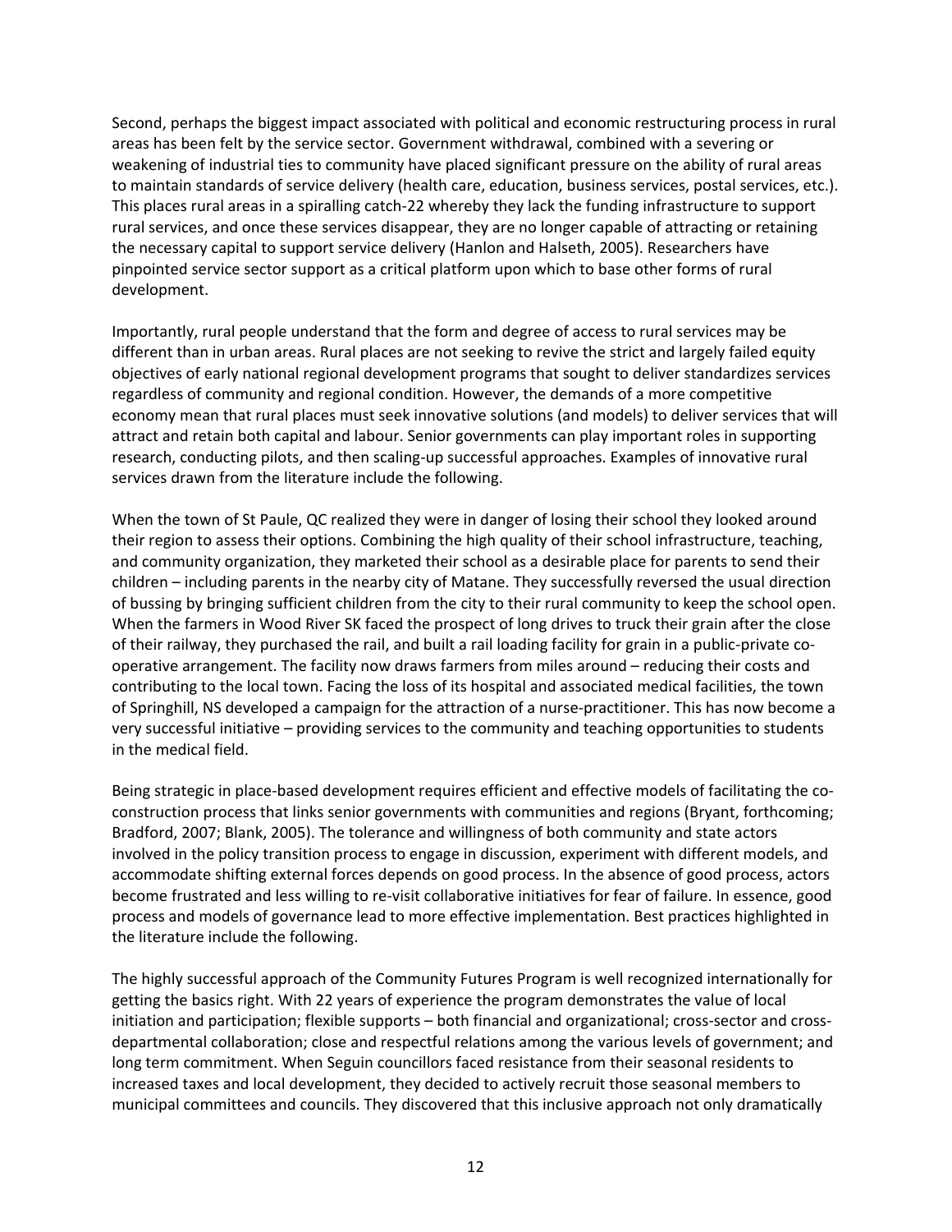Second, perhaps the biggest impact associated with political and economic restructuring process in rural areas has been felt by the service sector. Government withdrawal, combined with a severing or weakening of industrial ties to community have placed significant pressure on the ability of rural areas to maintain standards of service delivery (health care, education, business services, postal services, etc.). This places rural areas in a spiralling catch-22 whereby they lack the funding infrastructure to support rural services, and once these services disappear, they are no longer capable of attracting or retaining the necessary capital to support service delivery (Hanlon and Halseth, 2005). Researchers have pinpointed service sector support as a critical platform upon which to base other forms of rural development.

Importantly, rural people understand that the form and degree of access to rural services may be different than in urban areas. Rural places are not seeking to revive the strict and largely failed equity objectives of early national regional development programs that sought to deliver standardizes services regardless of community and regional condition. However, the demands of a more competitive economy mean that rural places must seek innovative solutions (and models) to deliver services that will attract and retain both capital and labour. Senior governments can play important roles in supporting research, conducting pilots, and then scaling-up successful approaches. Examples of innovative rural services drawn from the literature include the following.

When the town of St Paule, QC realized they were in danger of losing their school they looked around their region to assess their options. Combining the high quality of their school infrastructure, teaching, and community organization, they marketed their school as a desirable place for parents to send their children – including parents in the nearby city of Matane. They successfully reversed the usual direction of bussing by bringing sufficient children from the city to their rural community to keep the school open. When the farmers in Wood River SK faced the prospect of long drives to truck their grain after the close of their railway, they purchased the rail, and built a rail loading facility for grain in a public-private co-operative arrangement. The facility now draws farmers from miles around – reducing their costs and contributing to the local town. Facing the loss of its hospital and associated medical facilities, the town of Springhill, NS developed a campaign for the attraction of a nurse-practitioner. This has now become a very successful initiative – providing services to the community and teaching opportunities to students in the medical field.

Being strategic in place-based development requires efficient and effective models of facilitating the co-construction process that links senior governments with communities and regions (Bryant, forthcoming; Bradford, 2007; Blank, 2005). The tolerance and willingness of both community and state actors involved in the policy transition process to engage in discussion, experiment with different models, and accommodate shifting external forces depends on good process. In the absence of good process, actors become frustrated and less willing to re-visit collaborative initiatives for fear of failure. In essence, good process and models of governance lead to more effective implementation. Best practices highlighted in the literature include the following.

The highly successful approach of the Community Futures Program is well recognized internationally for getting the basics right. With 22 years of experience the program demonstrates the value of local initiation and participation; flexible supports – both financial and organizational; cross-sector and cross-departmental collaboration; close and respectful relations among the various levels of government; and long term commitment. When Seguin councillors faced resistance from their seasonal residents to increased taxes and local development, they decided to actively recruit those seasonal members to municipal committees and councils. They discovered that this inclusive approach not only dramatically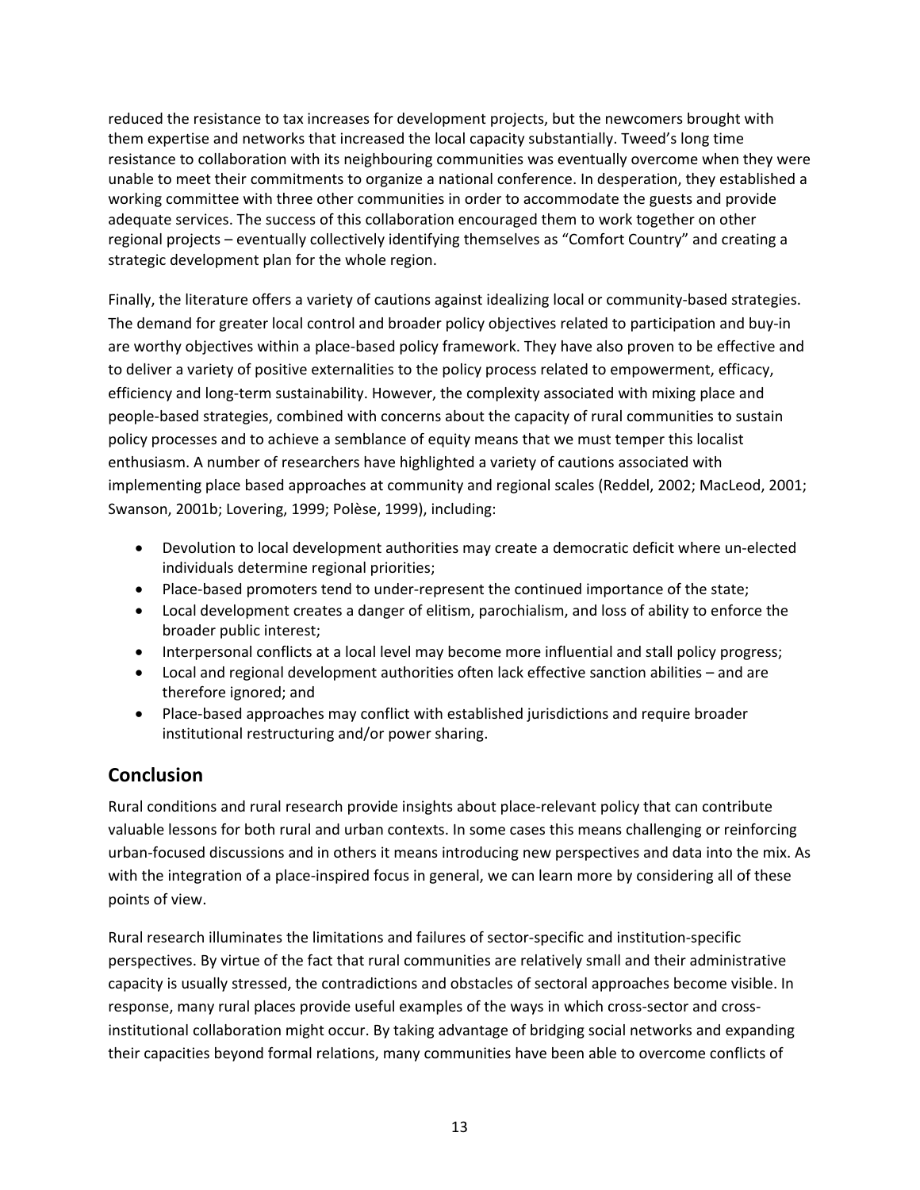reduced the resistance to tax increases for development projects, but the newcomers brought with them expertise and networks that increased the local capacity substantially. Tweed's long time resistance to collaboration with its neighbouring communities was eventually overcome when they were unable to meet their commitments to organize a national conference. In desperation, they established a working committee with three other communities in order to accommodate the guests and provide adequate services. The success of this collaboration encouraged them to work together on other regional projects – eventually collectively identifying themselves as "Comfort Country" and creating a strategic development plan for the whole region.

Finally, the literature offers a variety of cautions against idealizing local or community-based strategies. The demand for greater local control and broader policy objectives related to participation and buy-in are worthy objectives within a place-based policy framework. They have also proven to be effective and to deliver a variety of positive externalities to the policy process related to empowerment, efficacy, efficiency and long-term sustainability. However, the complexity associated with mixing place and people-based strategies, combined with concerns about the capacity of rural communities to sustain policy processes and to achieve a semblance of equity means that we must temper this localist enthusiasm. A number of researchers have highlighted a variety of cautions associated with implementing place based approaches at community and regional scales (Reddel, 2002; MacLeod, 2001; Swanson, 2001b; Lovering, 1999; Polèse, 1999), including:

- Devolution to local development authorities may create a democratic deficit where un-elected individuals determine regional priorities;
- Place-based promoters tend to under-represent the continued importance of the state;
- Local development creates a danger of elitism, parochialism, and loss of ability to enforce the broader public interest;
- Interpersonal conflicts at a local level may become more influential and stall policy progress;
- Local and regional development authorities often lack effective sanction abilities – and are therefore ignored; and
- Place-based approaches may conflict with established jurisdictions and require broader institutional restructuring and/or power sharing.

## Conclusion

Rural conditions and rural research provide insights about place-relevant policy that can contribute valuable lessons for both rural and urban contexts. In some cases this means challenging or reinforcing urban-focused discussions and in others it means introducing new perspectives and data into the mix. As with the integration of a place-inspired focus in general, we can learn more by considering all of these points of view.

Rural research illuminates the limitations and failures of sector-specific and institution-specific perspectives. By virtue of the fact that rural communities are relatively small and their administrative capacity is usually stressed, the contradictions and obstacles of sectoral approaches become visible. In response, many rural places provide useful examples of the ways in which cross-sector and cross-institutional collaboration might occur. By taking advantage of bridging social networks and expanding their capacities beyond formal relations, many communities have been able to overcome conflicts of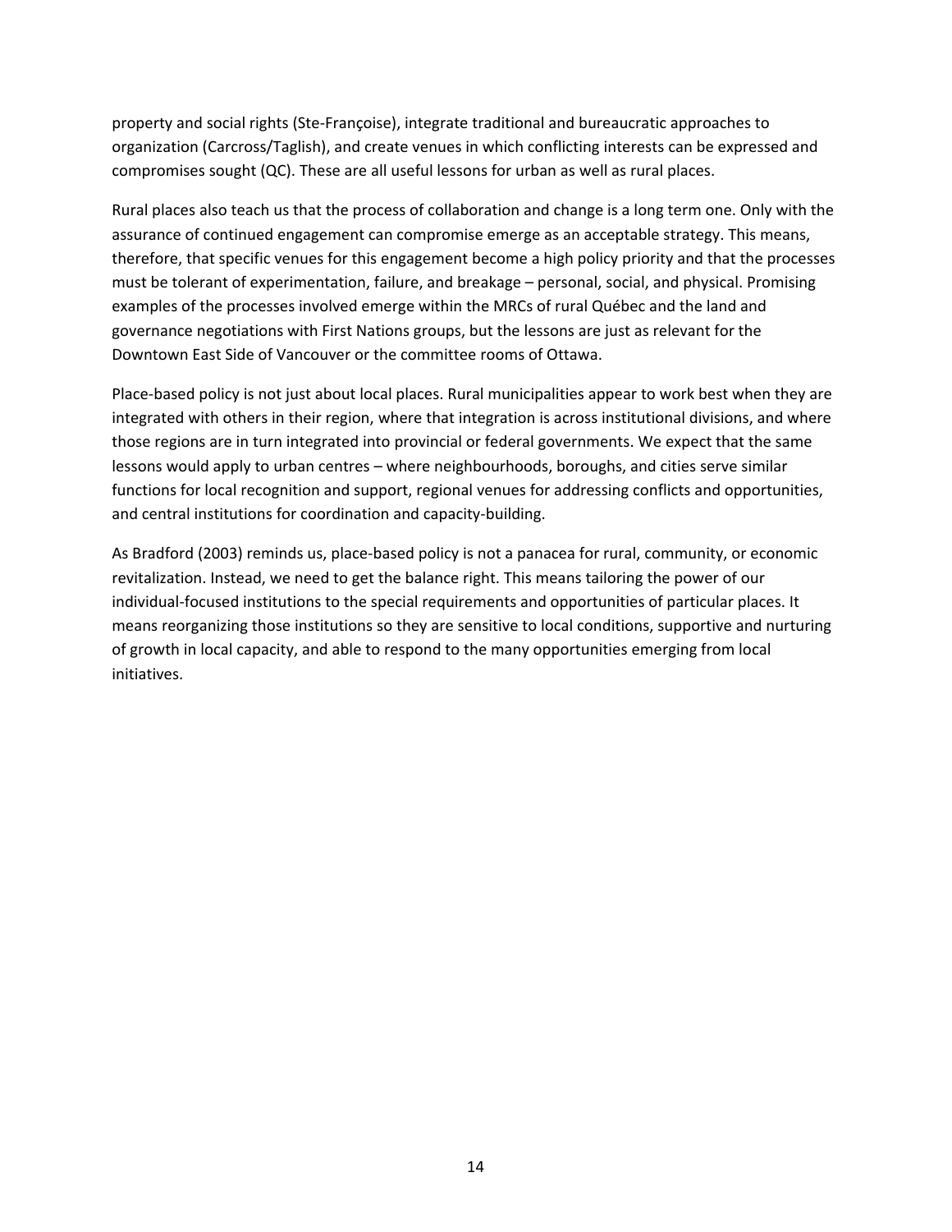property and social rights (Ste-Françoise), integrate traditional and bureaucratic approaches to organization (Carcross/Taglish), and create venues in which conflicting interests can be expressed and compromises sought (QC). These are all useful lessons for urban as well as rural places.

Rural places also teach us that the process of collaboration and change is a long term one. Only with the assurance of continued engagement can compromise emerge as an acceptable strategy. This means, therefore, that specific venues for this engagement become a high policy priority and that the processes must be tolerant of experimentation, failure, and breakage – personal, social, and physical. Promising examples of the processes involved emerge within the MRCs of rural Québec and the land and governance negotiations with First Nations groups, but the lessons are just as relevant for the Downtown East Side of Vancouver or the committee rooms of Ottawa.

Place-based policy is not just about local places. Rural municipalities appear to work best when they are integrated with others in their region, where that integration is across institutional divisions, and where those regions are in turn integrated into provincial or federal governments. We expect that the same lessons would apply to urban centres – where neighbourhoods, boroughs, and cities serve similar functions for local recognition and support, regional venues for addressing conflicts and opportunities, and central institutions for coordination and capacity-building.

As Bradford (2003) reminds us, place-based policy is not a panacea for rural, community, or economic revitalization. Instead, we need to get the balance right. This means tailoring the power of our individual-focused institutions to the special requirements and opportunities of particular places. It means reorganizing those institutions so they are sensitive to local conditions, supportive and nurturing of growth in local capacity, and able to respond to the many opportunities emerging from local initiatives.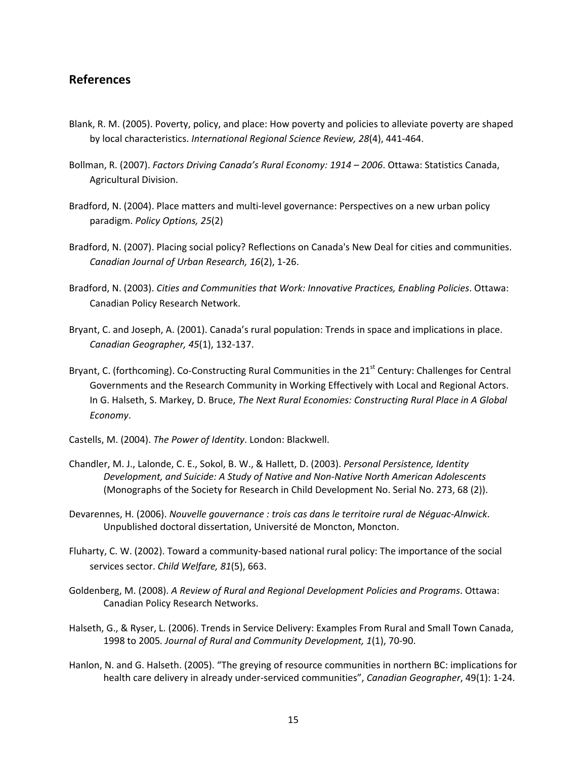## References

Blank, R. M. (2005). Poverty, policy, and place: How poverty and policies to alleviate poverty are shaped by local characteristics. *International Regional Science Review, 28*(4), 441-464.

Bollman, R. (2007). *Factors Driving Canada's Rural Economy: 1914 – 2006*. Ottawa: Statistics Canada, Agricultural Division.

Bradford, N. (2004). Place matters and multi-level governance: Perspectives on a new urban policy paradigm. *Policy Options, 25*(2)

Bradford, N. (2007). Placing social policy? Reflections on Canada's New Deal for cities and communities. *Canadian Journal of Urban Research, 16*(2), 1-26.

Bradford, N. (2003). *Cities and Communities that Work: Innovative Practices, Enabling Policies*. Ottawa: Canadian Policy Research Network.

Bryant, C. and Joseph, A. (2001). Canada's rural population: Trends in space and implications in place. *Canadian Geographer, 45*(1), 132-137.

Bryant, C. (forthcoming). Co-Constructing Rural Communities in the 21st Century: Challenges for Central Governments and the Research Community in Working Effectively with Local and Regional Actors. In G. Halseth, S. Markey, D. Bruce, *The Next Rural Economies: Constructing Rural Place in A Global Economy*.

Castells, M. (2004). *The Power of Identity*. London: Blackwell.

Chandler, M. J., Lalonde, C. E., Sokol, B. W., & Hallett, D. (2003). *Personal Persistence, Identity Development, and Suicide: A Study of Native and Non-Native North American Adolescents* (Monographs of the Society for Research in Child Development No. Serial No. 273, 68 (2)).

Devarennes, H. (2006). *Nouvelle gouvernance : trois cas dans le territoire rural de Néguac-Alnwick*. Unpublished doctoral dissertation, Université de Moncton, Moncton.

Fluharty, C. W. (2002). Toward a community-based national rural policy: The importance of the social services sector. *Child Welfare, 81*(5), 663.

Goldenberg, M. (2008). *A Review of Rural and Regional Development Policies and Programs*. Ottawa: Canadian Policy Research Networks.

Halseth, G., & Ryser, L. (2006). Trends in Service Delivery: Examples From Rural and Small Town Canada, 1998 to 2005. *Journal of Rural and Community Development, 1*(1), 70-90.

Hanlon, N. and G. Halseth. (2005). "The greying of resource communities in northern BC: implications for health care delivery in already under-serviced communities", *Canadian Geographer*, 49(1): 1-24.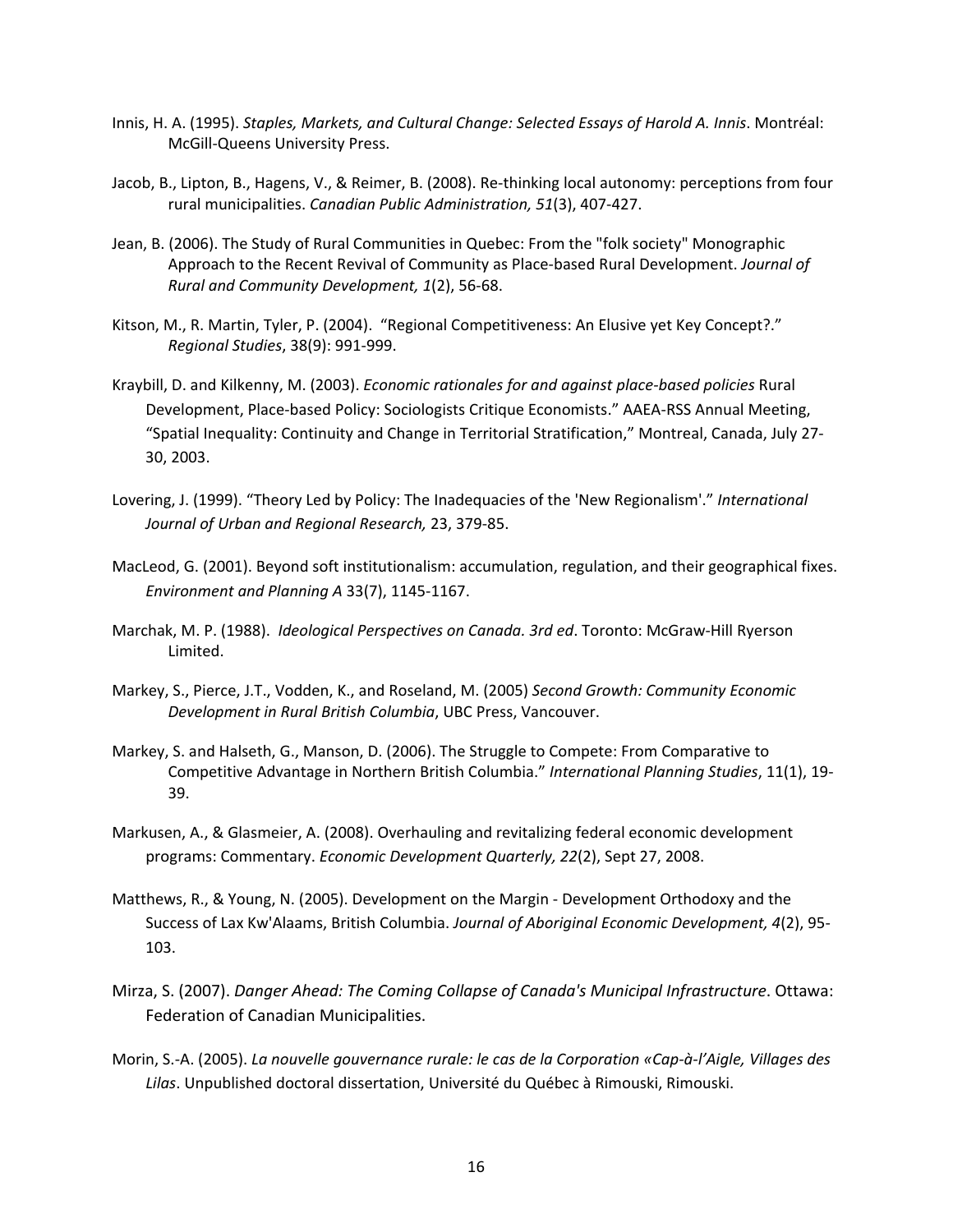Innis, H. A. (1995). *Staples, Markets, and Cultural Change: Selected Essays of Harold A. Innis*. Montréal: McGill-Queens University Press.

Jacob, B., Lipton, B., Hagens, V., & Reimer, B. (2008). Re-thinking local autonomy: perceptions from four rural municipalities. *Canadian Public Administration, 51*(3), 407-427.

Jean, B. (2006). The Study of Rural Communities in Quebec: From the "folk society" Monographic Approach to the Recent Revival of Community as Place-based Rural Development. *Journal of Rural and Community Development, 1*(2), 56-68.

Kitson, M., R. Martin, Tyler, P. (2004). "Regional Competitiveness: An Elusive yet Key Concept?." *Regional Studies*, 38(9): 991-999.

Kraybill, D. and Kilkenny, M. (2003). *Economic rationales for and against place-based policies* Rural Development, Place-based Policy: Sociologists Critique Economists." AAEA-RSS Annual Meeting, "Spatial Inequality: Continuity and Change in Territorial Stratification," Montreal, Canada, July 27-30, 2003.

Lovering, J. (1999). "Theory Led by Policy: The Inadequacies of the 'New Regionalism'." *International Journal of Urban and Regional Research,* 23, 379-85.

MacLeod, G. (2001). Beyond soft institutionalism: accumulation, regulation, and their geographical fixes. *Environment and Planning A* 33(7), 1145-1167.

Marchak, M. P. (1988). *Ideological Perspectives on Canada. 3rd ed*. Toronto: McGraw-Hill Ryerson Limited.

Markey, S., Pierce, J.T., Vodden, K., and Roseland, M. (2005) *Second Growth: Community Economic Development in Rural British Columbia*, UBC Press, Vancouver.

Markey, S. and Halseth, G., Manson, D. (2006). The Struggle to Compete: From Comparative to Competitive Advantage in Northern British Columbia." *International Planning Studies*, 11(1), 19-39.

Markusen, A., & Glasmeier, A. (2008). Overhauling and revitalizing federal economic development programs: Commentary. *Economic Development Quarterly, 22*(2), Sept 27, 2008.

Matthews, R., & Young, N. (2005). Development on the Margin - Development Orthodoxy and the Success of Lax Kw'Alaams, British Columbia. *Journal of Aboriginal Economic Development, 4*(2), 95-103.

Mirza, S. (2007). *Danger Ahead: The Coming Collapse of Canada's Municipal Infrastructure*. Ottawa: Federation of Canadian Municipalities.

Morin, S.-A. (2005). *La nouvelle gouvernance rurale: le cas de la Corporation «Cap-à-l'Aigle, Villages des Lilas*. Unpublished doctoral dissertation, Université du Québec à Rimouski, Rimouski.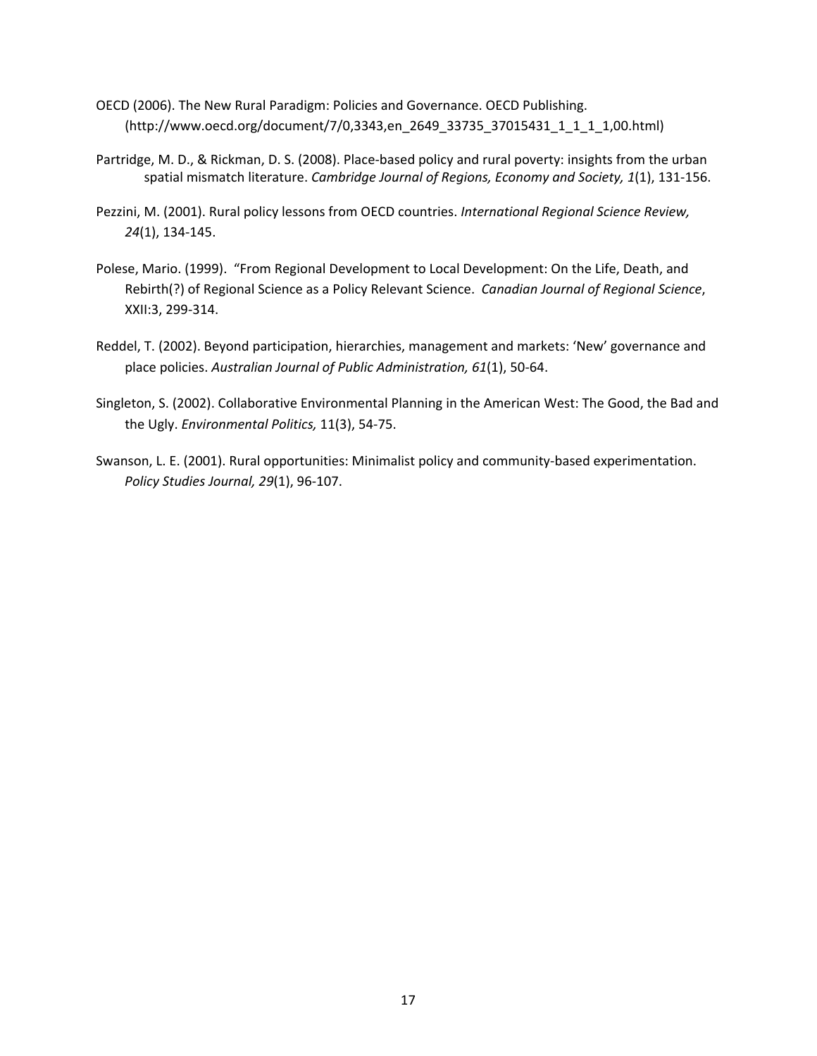OECD (2006). The New Rural Paradigm: Policies and Governance. OECD Publishing. (http://www.oecd.org/document/7/0,3343,en_2649_33735_37015431_1_1_1_1,00.html)

Partridge, M. D., & Rickman, D. S. (2008). Place-based policy and rural poverty: insights from the urban spatial mismatch literature. *Cambridge Journal of Regions, Economy and Society, 1*(1), 131-156.

Pezzini, M. (2001). Rural policy lessons from OECD countries. *International Regional Science Review, 24*(1), 134-145.

Polese, Mario. (1999). "From Regional Development to Local Development: On the Life, Death, and Rebirth(?) of Regional Science as a Policy Relevant Science. *Canadian Journal of Regional Science*, XXII:3, 299-314.

Reddel, T. (2002). Beyond participation, hierarchies, management and markets: 'New' governance and place policies. *Australian Journal of Public Administration, 61*(1), 50-64.

Singleton, S. (2002). Collaborative Environmental Planning in the American West: The Good, the Bad and the Ugly. *Environmental Politics,* 11(3), 54-75.

Swanson, L. E. (2001). Rural opportunities: Minimalist policy and community-based experimentation. *Policy Studies Journal, 29*(1), 96-107.